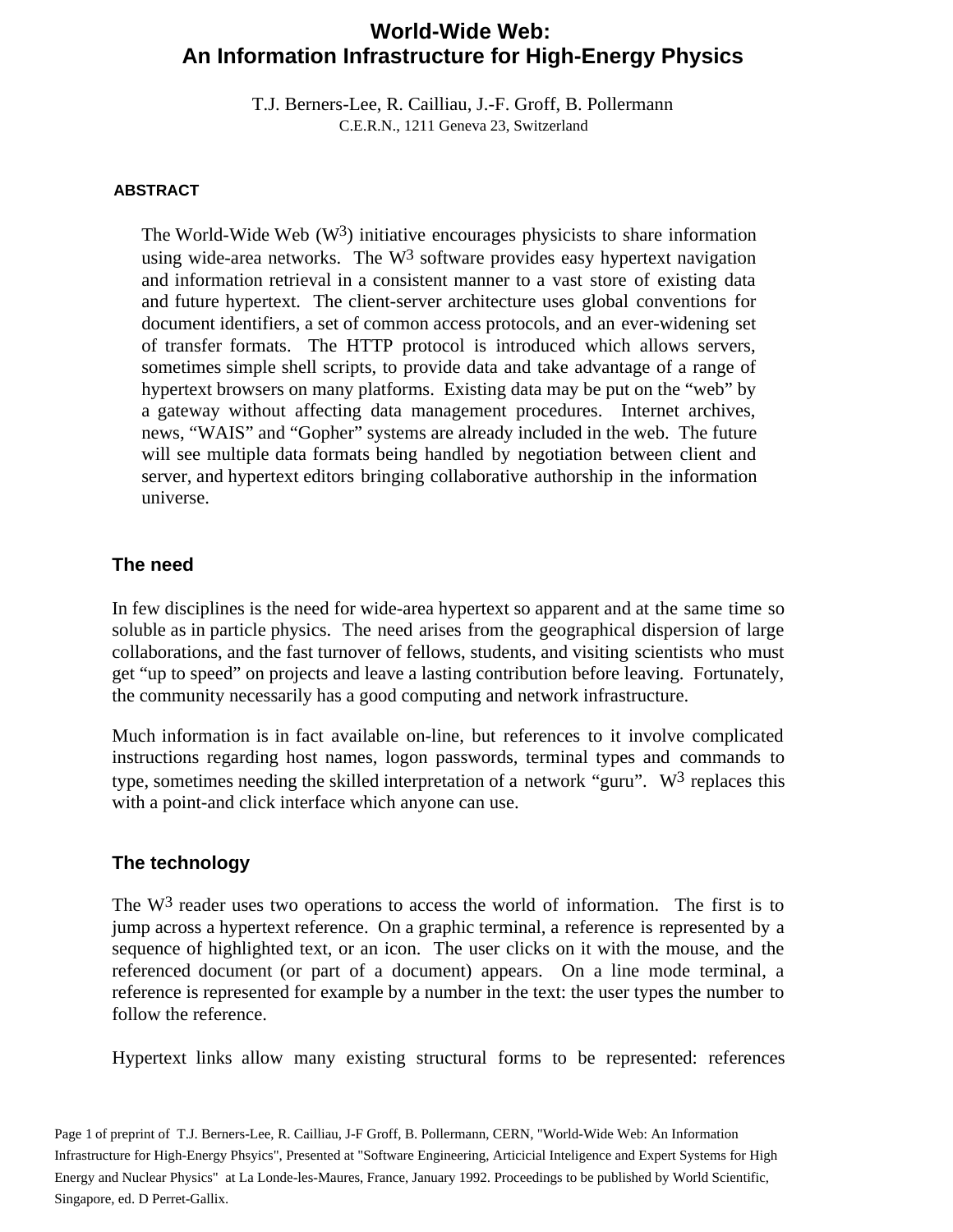# World-Wide Web: An Information Infrastructure for High-Energy Physics

T.J. Berners-Lee, R. Cailliau, J.-F. Groff, B. Pollermann
C.E.R.N., 1211 Geneva 23, Switzerland

#### ABSTRACT

The World-Wide Web ($W^3$) initiative encourages physicists to share information using wide-area networks. The $W^3$ software provides easy hypertext navigation and information retrieval in a consistent manner to a vast store of existing data and future hypertext. The client-server architecture uses global conventions for document identifiers, a set of common access protocols, and an ever-widening set of transfer formats. The HTTP protocol is introduced which allows servers, sometimes simple shell scripts, to provide data and take advantage of a range of hypertext browsers on many platforms. Existing data may be put on the "web" by a gateway without affecting data management procedures. Internet archives, news, "WAIS" and "Gopher" systems are already included in the web. The future will see multiple data formats being handled by negotiation between client and server, and hypertext editors bringing collaborative authorship in the information universe.

## The need

In few disciplines is the need for wide-area hypertext so apparent and at the same time so soluble as in particle physics. The need arises from the geographical dispersion of large collaborations, and the fast turnover of fellows, students, and visiting scientists who must get "up to speed" on projects and leave a lasting contribution before leaving. Fortunately, the community necessarily has a good computing and network infrastructure.

Much information is in fact available on-line, but references to it involve complicated instructions regarding host names, logon passwords, terminal types and commands to type, sometimes needing the skilled interpretation of a network "guru". $W^3$ replaces this with a point-and click interface which anyone can use.

## The technology

The $W^3$ reader uses two operations to access the world of information. The first is to jump across a hypertext reference. On a graphic terminal, a reference is represented by a sequence of highlighted text, or an icon. The user clicks on it with the mouse, and the referenced document (or part of a document) appears. On a line mode terminal, a reference is represented for example by a number in the text: the user types the number to follow the reference.

Hypertext links allow many existing structural forms to be represented: references

Page 1 of preprint of T.J. Berners-Lee, R. Cailliau, J-F Groff, B. Pollermann, CERN, "World-Wide Web: An Information Infrastructure for High-Energy Phsyics", Presented at "Software Engineering, Articicial Inteligence and Expert Systems for High Energy and Nuclear Physics" at La Londe-les-Maures, France, January 1992. Proceedings to be published by World Scientific, Singapore, ed. D Perret-Gallix.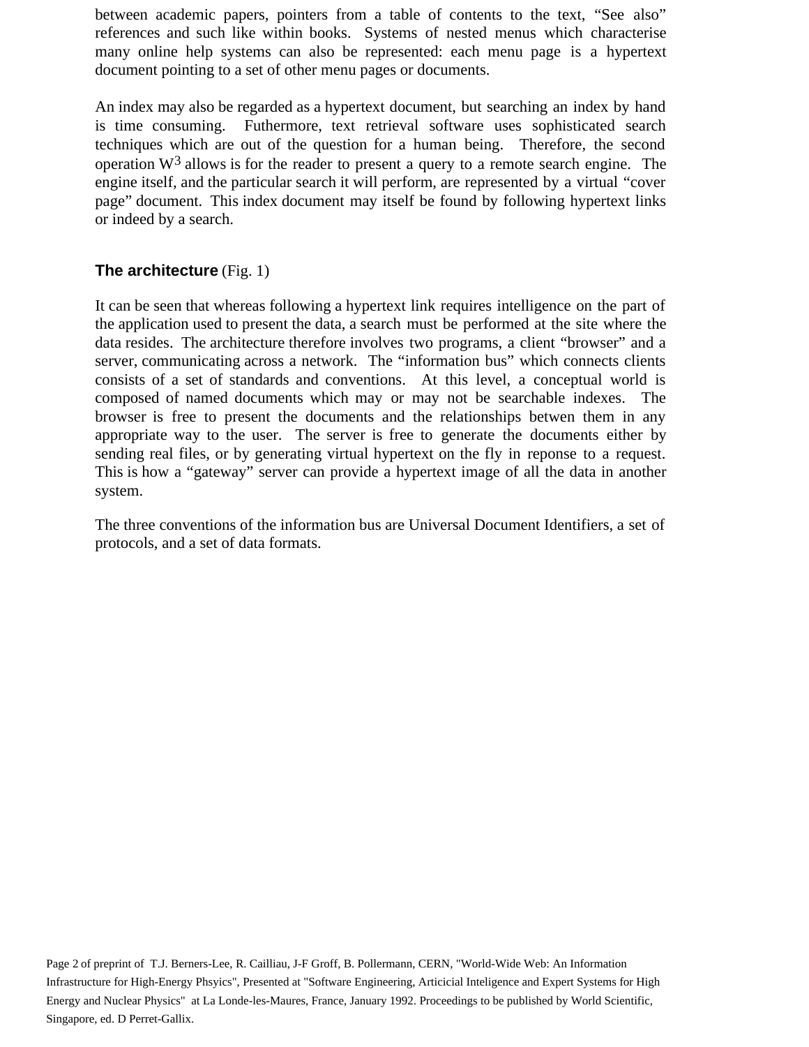between academic papers, pointers from a table of contents to the text, “See also” references and such like within books. Systems of nested menus which characterise many online help systems can also be represented: each menu page is a hypertext document pointing to a set of other menu pages or documents.

An index may also be regarded as a hypertext document, but searching an index by hand is time consuming. Futhermore, text retrieval software uses sophisticated search techniques which are out of the question for a human being. Therefore, the second operation $W^3$ allows is for the reader to present a query to a remote search engine. The engine itself, and the particular search it will perform, are represented by a virtual “cover page” document. This index document may itself be found by following hypertext links or indeed by a search.

## **The architecture** (Fig. 1)

It can be seen that whereas following a hypertext link requires intelligence on the part of the application used to present the data, a search must be performed at the site where the data resides. The architecture therefore involves two programs, a client “browser” and a server, communicating across a network. The “information bus” which connects clients consists of a set of standards and conventions. At this level, a conceptual world is composed of named documents which may or may not be searchable indexes. The browser is free to present the documents and the relationships betwen them in any appropriate way to the user. The server is free to generate the documents either by sending real files, or by generating virtual hypertext on the fly in reponse to a request. This is how a “gateway” server can provide a hypertext image of all the data in another system.

The three conventions of the information bus are Universal Document Identifiers, a set of protocols, and a set of data formats.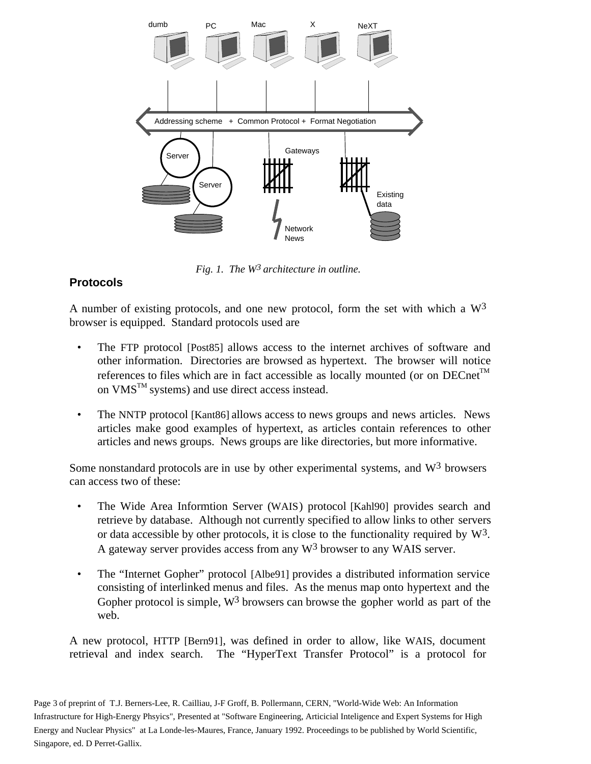*Fig. 1. The W3 architecture in outline.*

## Protocols

A number of existing protocols, and one new protocol, form the set with which a W3 browser is equipped. Standard protocols used are

- The FTP protocol [Post85] allows access to the internet archives of software and other information. Directories are browsed as hypertext. The browser will notice references to files which are in fact accessible as locally mounted (or on DECnet™ on VMS™ systems) and use direct access instead.

- The NNTP protocol [Kant86] allows access to news groups and news articles. News articles make good examples of hypertext, as articles contain references to other articles and news groups. News groups are like directories, but more informative.

Some nonstandard protocols are in use by other experimental systems, and W3 browsers can access two of these:

- The Wide Area Informtion Server (WAIS) protocol [Kahl90] provides search and retrieve by database. Although not currently specified to allow links to other servers or data accessible by other protocols, it is close to the functionality required by W3. A gateway server provides access from any W3 browser to any WAIS server.

- The "Internet Gopher" protocol [Albe91] provides a distributed information service consisting of interlinked menus and files. As the menus map onto hypertext and the Gopher protocol is simple, W3 browsers can browse the gopher world as part of the web.

A new protocol, HTTP [Bern91], was defined in order to allow, like WAIS, document retrieval and index search. The "HyperText Transfer Protocol" is a protocol for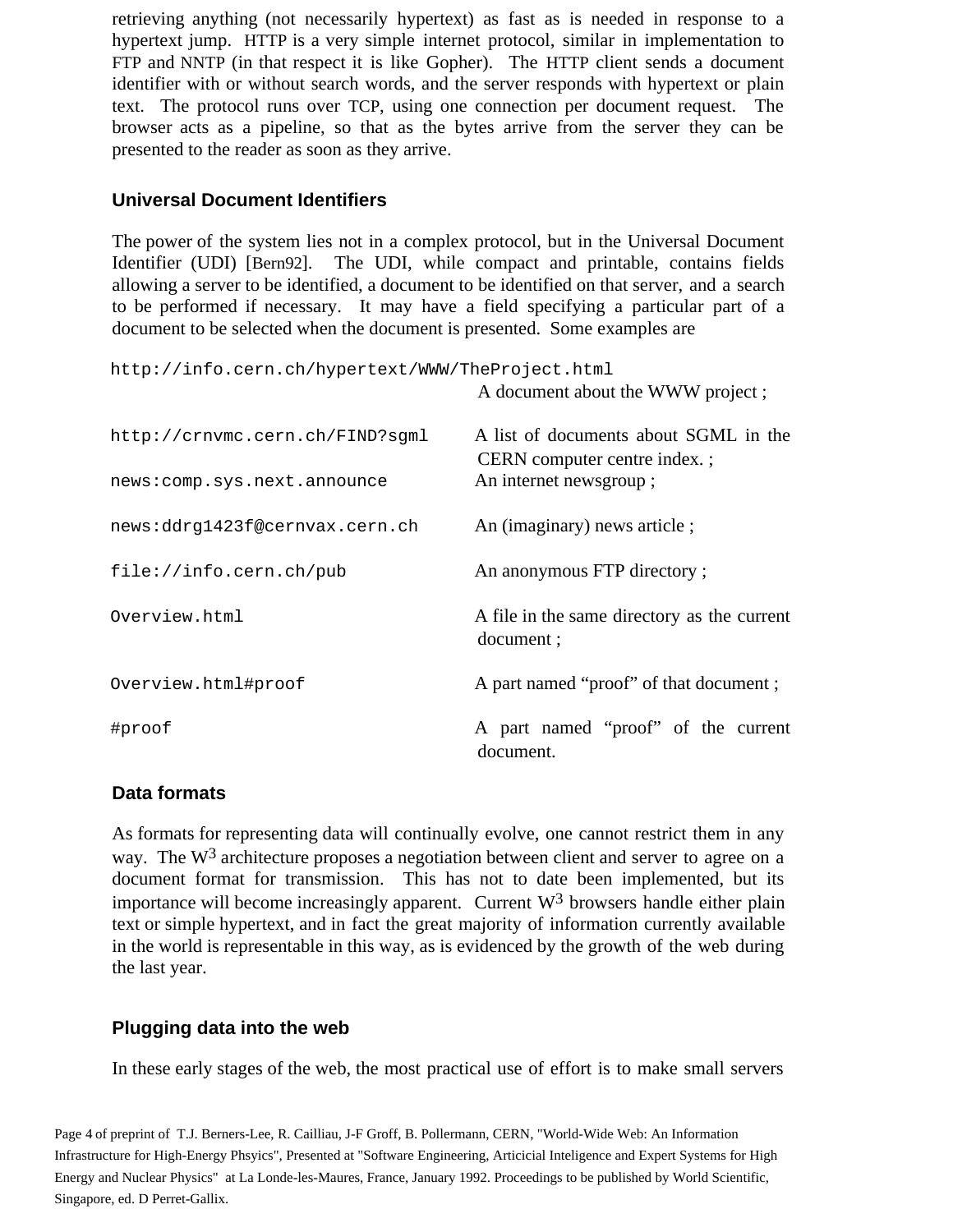retrieving anything (not necessarily hypertext) as fast as is needed in response to a hypertext jump. HTTP is a very simple internet protocol, similar in implementation to FTP and NNTP (in that respect it is like Gopher). The HTTP client sends a document identifier with or without search words, and the server responds with hypertext or plain text. The protocol runs over TCP, using one connection per document request. The browser acts as a pipeline, so that as the bytes arrive from the server they can be presented to the reader as soon as they arrive.

### Universal Document Identifiers

The power of the system lies not in a complex protocol, but in the Universal Document Identifier (UDI) [Bern92]. The UDI, while compact and printable, contains fields allowing a server to be identified, a document to be identified on that server, and a search to be performed if necessary. It may have a field specifying a particular part of a document to be selected when the document is presented. Some examples are

| | |
|---|---|
| `http://info.cern.ch/hypertext/WWW/TheProject.html` | A document about the WWW project ; |
| `http://crnvmc.cern.ch/FIND?sgml` | A list of documents about SGML in the CERN computer centre index. ; |
| `news:comp.sys.next.announce` | An internet newsgroup ; |
| `news:ddrg1423f@cernvax.cern.ch` | An (imaginary) news article ; |
| `file://info.cern.ch/pub` | An anonymous FTP directory ; |
| `Overview.html` | A file in the same directory as the current document ; |
| `Overview.html#proof` | A part named “proof” of that document ; |
| `#proof` | A part named “proof” of the current document. |

### Data formats

As formats for representing data will continually evolve, one cannot restrict them in any way. The $W^3$ architecture proposes a negotiation between client and server to agree on a document format for transmission. This has not to date been implemented, but its importance will become increasingly apparent. Current $W^3$ browsers handle either plain text or simple hypertext, and in fact the great majority of information currently available in the world is representable in this way, as is evidenced by the growth of the web during the last year.

### Plugging data into the web

In these early stages of the web, the most practical use of effort is to make small servers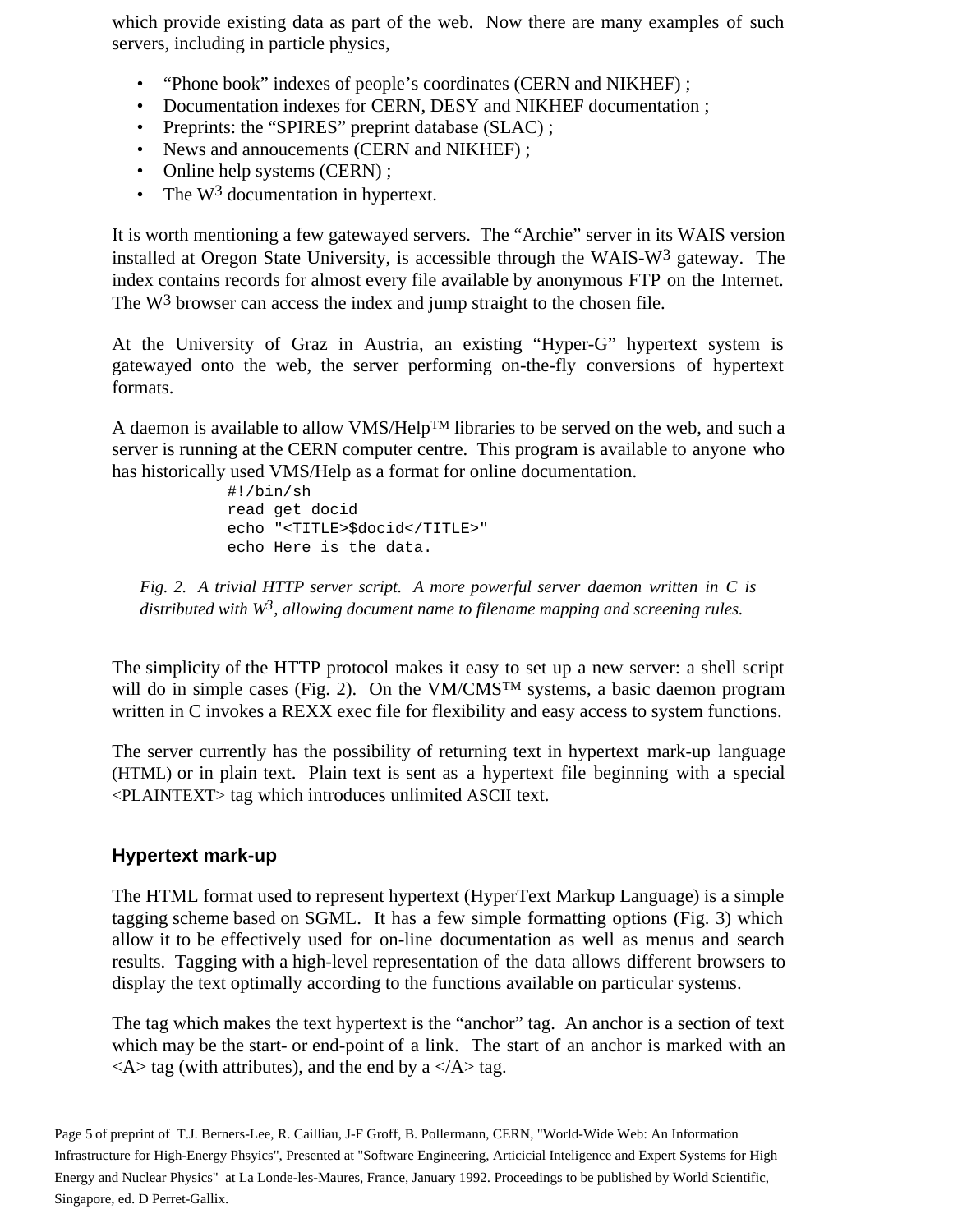which provide existing data as part of the web. Now there are many examples of such servers, including in particle physics,

- “Phone book” indexes of people’s coordinates (CERN and NIKHEF) ;
- Documentation indexes for CERN, DESY and NIKHEF documentation ;
- Preprints: the “SPIRES” preprint database (SLAC) ;
- News and annoucements (CERN and NIKHEF) ;
- Online help systems (CERN) ;
- The $W^3$ documentation in hypertext.

It is worth mentioning a few gatewayed servers. The “Archie” server in its WAIS version installed at Oregon State University, is accessible through the WAIS-$W^3$ gateway. The index contains records for almost every file available by anonymous FTP on the Internet. The $W^3$ browser can access the index and jump straight to the chosen file.

At the University of Graz in Austria, an existing “Hyper-G” hypertext system is gatewayed onto the web, the server performing on-the-fly conversions of hypertext formats.

A daemon is available to allow VMS/Help™ libraries to be served on the web, and such a server is running at the CERN computer centre. This program is available to anyone who has historically used VMS/Help as a format for online documentation.

```
#!/bin/sh
read get docid
echo "<TITLE>$docid</TITLE>"
echo Here is the data.
```

*Fig. 2. A trivial HTTP server script. A more powerful server daemon written in C is distributed with $W^3$, allowing document name to filename mapping and screening rules.*

The simplicity of the HTTP protocol makes it easy to set up a new server: a shell script will do in simple cases (Fig. 2). On the VM/CMS™ systems, a basic daemon program written in C invokes a REXX exec file for flexibility and easy access to system functions.

The server currently has the possibility of returning text in hypertext mark-up language (HTML) or in plain text. Plain text is sent as a hypertext file beginning with a special <PLAINTEXT> tag which introduces unlimited ASCII text.

## Hypertext mark-up

The HTML format used to represent hypertext (HyperText Markup Language) is a simple tagging scheme based on SGML. It has a few simple formatting options (Fig. 3) which allow it to be effectively used for on-line documentation as well as menus and search results. Tagging with a high-level representation of the data allows different browsers to display the text optimally according to the functions available on particular systems.

The tag which makes the text hypertext is the “anchor” tag. An anchor is a section of text which may be the start- or end-point of a link. The start of an anchor is marked with an <A> tag (with attributes), and the end by a </A> tag.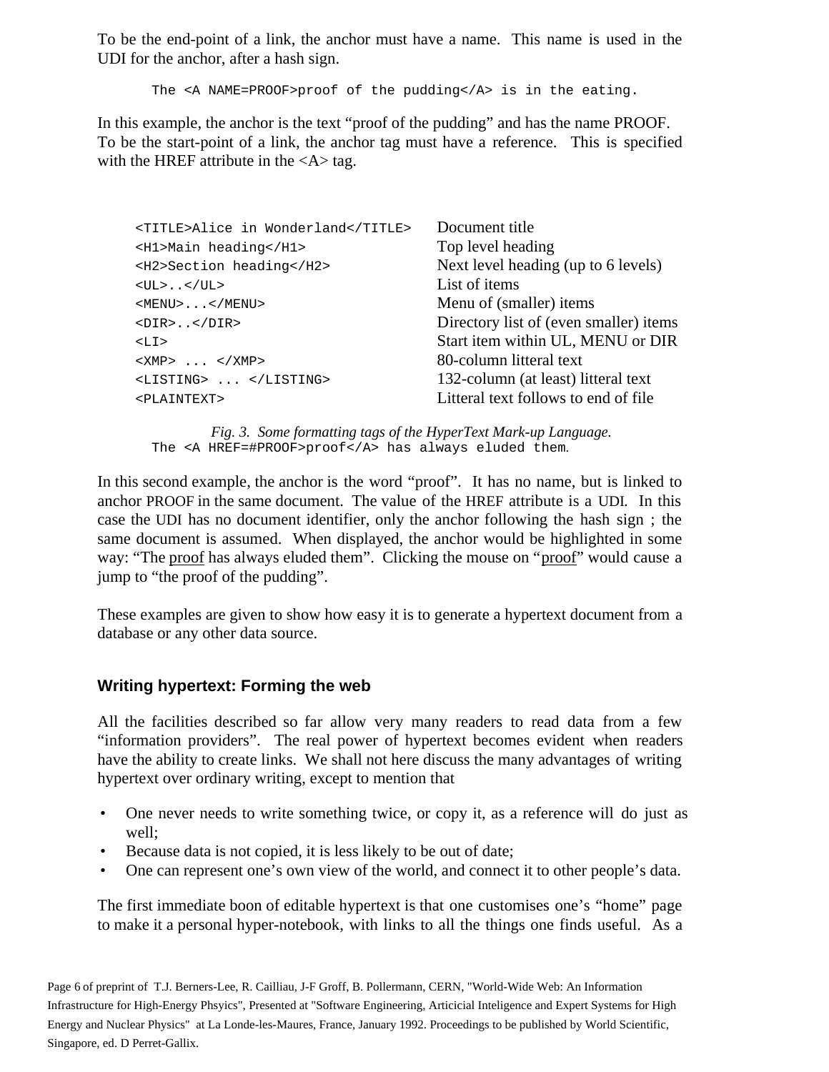To be the end-point of a link, the anchor must have a name. This name is used in the UDI for the anchor, after a hash sign.

```
The <A NAME=PROOF>proof of the pudding</A> is in the eating.
```

In this example, the anchor is the text "proof of the pudding" and has the name PROOF. To be the start-point of a link, the anchor tag must have a reference. This is specified with the HREF attribute in the <A> tag.

| | |
|---|---|
| `<TITLE>Alice in Wonderland</TITLE>` | Document title |
| `<H1>Main heading</H1>` | Top level heading |
| `<H2>Section heading</H2>` | Next level heading (up to 6 levels) |
| `<UL>..</UL>` | List of items |
| `<MENU>...</MENU>` | Menu of (smaller) items |
| `<DIR>..</DIR>` | Directory list of (even smaller) items |
| `<LI>` | Start item within UL, MENU or DIR |
| `<XMP> ... </XMP>` | 80-column litteral text |
| `<LISTING> ... </LISTING>` | 132-column (at least) litteral text |
| `<PLAINTEXT>` | Litteral text follows to end of file |

*Fig. 3. Some formatting tags of the HyperText Mark-up Language.*

```
The <A HREF=#PROOF>proof</A> has always eluded them.
```

In this second example, the anchor is the word "proof". It has no name, but is linked to anchor PROOF in the same document. The value of the HREF attribute is a UDI. In this case the UDI has no document identifier, only the anchor following the hash sign ; the same document is assumed. When displayed, the anchor would be highlighted in some way: "The <u>proof</u> has always eluded them". Clicking the mouse on "<u>proof</u>" would cause a jump to "the proof of the pudding".

These examples are given to show how easy it is to generate a hypertext document from a database or any other data source.

### Writing hypertext: Forming the web

All the facilities described so far allow very many readers to read data from a few "information providers". The real power of hypertext becomes evident when readers have the ability to create links. We shall not here discuss the many advantages of writing hypertext over ordinary writing, except to mention that

- One never needs to write something twice, or copy it, as a reference will do just as well;
- Because data is not copied, it is less likely to be out of date;
- One can represent one's own view of the world, and connect it to other people's data.

The first immediate boon of editable hypertext is that one customises one's "home" page to make it a personal hyper-notebook, with links to all the things one finds useful. As a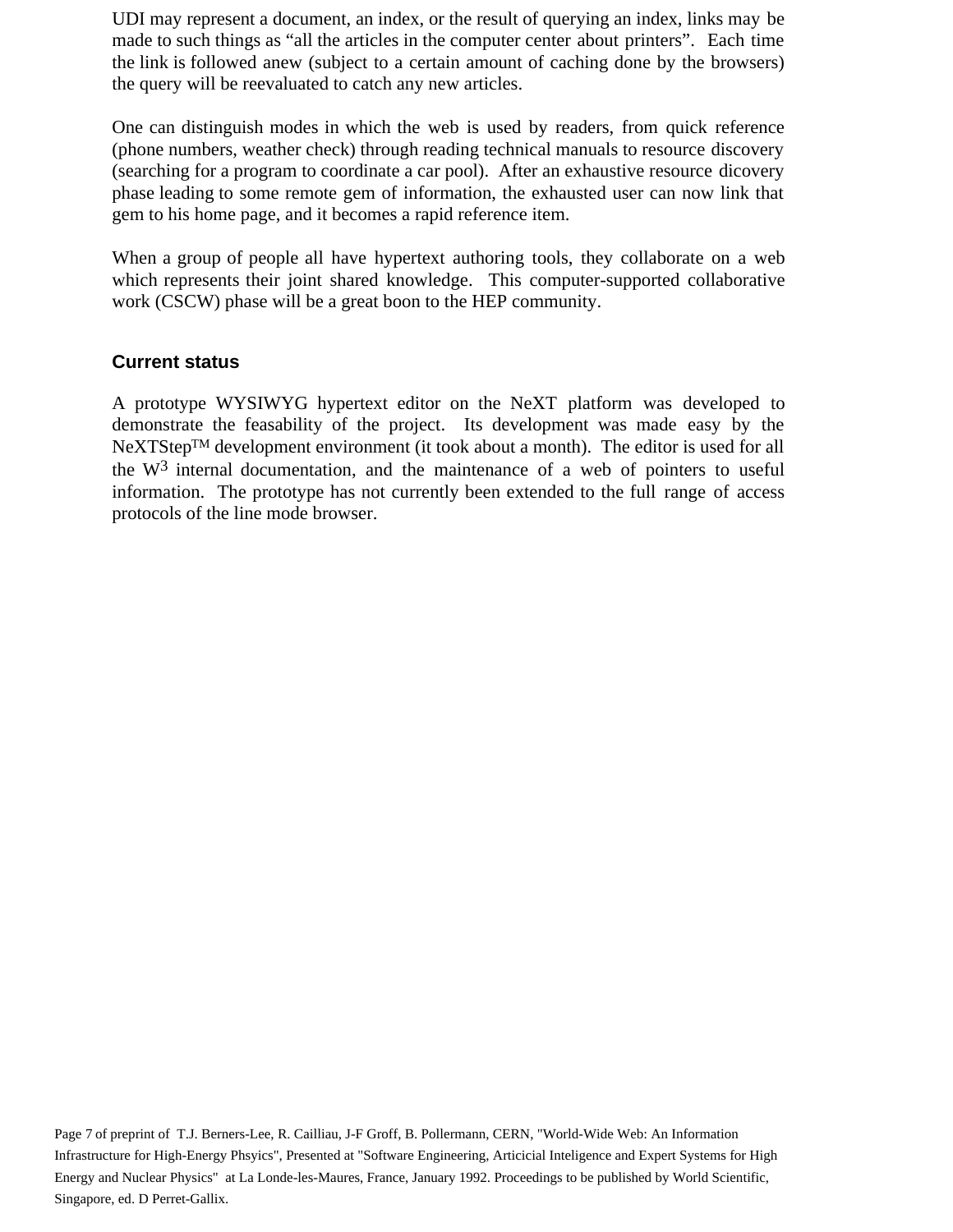UDI may represent a document, an index, or the result of querying an index, links may be made to such things as "all the articles in the computer center about printers". Each time the link is followed anew (subject to a certain amount of caching done by the browsers) the query will be reevaluated to catch any new articles.

One can distinguish modes in which the web is used by readers, from quick reference (phone numbers, weather check) through reading technical manuals to resource discovery (searching for a program to coordinate a car pool). After an exhaustive resource dicovery phase leading to some remote gem of information, the exhausted user can now link that gem to his home page, and it becomes a rapid reference item.

When a group of people all have hypertext authoring tools, they collaborate on a web which represents their joint shared knowledge. This computer-supported collaborative work (CSCW) phase will be a great boon to the HEP community.

## Current status

A prototype WYSIWYG hypertext editor on the NeXT platform was developed to demonstrate the feasability of the project. Its development was made easy by the NeXTStep™ development environment (it took about a month). The editor is used for all the $W^3$ internal documentation, and the maintenance of a web of pointers to useful information. The prototype has not currently been extended to the full range of access protocols of the line mode browser.